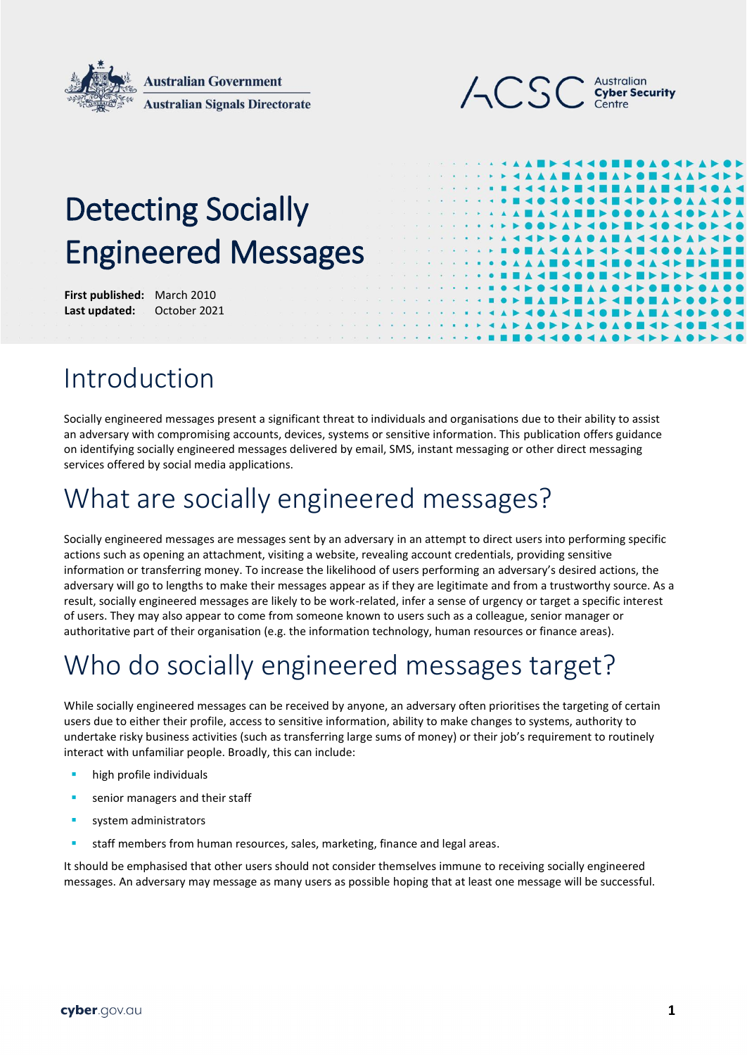Australian Government
Australian Signals Directorate

ACSC Australian Cyber Security Centre

# Detecting Socially Engineered Messages

**First published:** March 2010
**Last updated:** October 2021

## Introduction

Socially engineered messages present a significant threat to individuals and organisations due to their ability to assist an adversary with compromising accounts, devices, systems or sensitive information. This publication offers guidance on identifying socially engineered messages delivered by email, SMS, instant messaging or other direct messaging services offered by social media applications.

## What are socially engineered messages?

Socially engineered messages are messages sent by an adversary in an attempt to direct users into performing specific actions such as opening an attachment, visiting a website, revealing account credentials, providing sensitive information or transferring money. To increase the likelihood of users performing an adversary's desired actions, the adversary will go to lengths to make their messages appear as if they are legitimate and from a trustworthy source. As a result, socially engineered messages are likely to be work-related, infer a sense of urgency or target a specific interest of users. They may also appear to come from someone known to users such as a colleague, senior manager or authoritative part of their organisation (e.g. the information technology, human resources or finance areas).

## Who do socially engineered messages target?

While socially engineered messages can be received by anyone, an adversary often prioritises the targeting of certain users due to either their profile, access to sensitive information, ability to make changes to systems, authority to undertake risky business activities (such as transferring large sums of money) or their job's requirement to routinely interact with unfamiliar people. Broadly, this can include:

- high profile individuals
- senior managers and their staff
- system administrators
- staff members from human resources, sales, marketing, finance and legal areas.

It should be emphasised that other users should not consider themselves immune to receiving socially engineered messages. An adversary may message as many users as possible hoping that at least one message will be successful.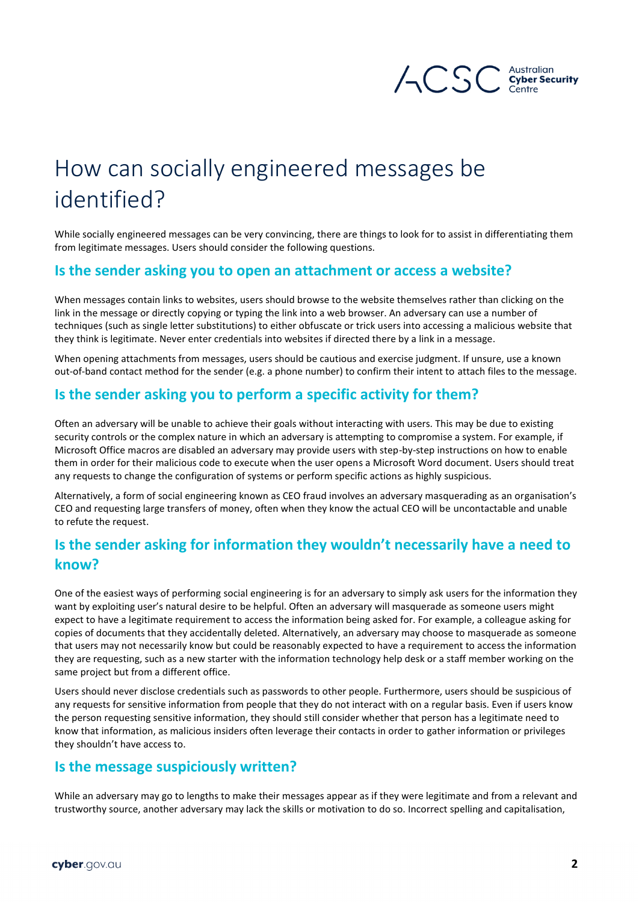# How can socially engineered messages be identified?

While socially engineered messages can be very convincing, there are things to look for to assist in differentiating them from legitimate messages. Users should consider the following questions.

## Is the sender asking you to open an attachment or access a website?

When messages contain links to websites, users should browse to the website themselves rather than clicking on the link in the message or directly copying or typing the link into a web browser. An adversary can use a number of techniques (such as single letter substitutions) to either obfuscate or trick users into accessing a malicious website that they think is legitimate. Never enter credentials into websites if directed there by a link in a message.

When opening attachments from messages, users should be cautious and exercise judgment. If unsure, use a known out-of-band contact method for the sender (e.g. a phone number) to confirm their intent to attach files to the message.

## Is the sender asking you to perform a specific activity for them?

Often an adversary will be unable to achieve their goals without interacting with users. This may be due to existing security controls or the complex nature in which an adversary is attempting to compromise a system. For example, if Microsoft Office macros are disabled an adversary may provide users with step-by-step instructions on how to enable them in order for their malicious code to execute when the user opens a Microsoft Word document. Users should treat any requests to change the configuration of systems or perform specific actions as highly suspicious.

Alternatively, a form of social engineering known as CEO fraud involves an adversary masquerading as an organisation's CEO and requesting large transfers of money, often when they know the actual CEO will be uncontactable and unable to refute the request.

## Is the sender asking for information they wouldn't necessarily have a need to know?

One of the easiest ways of performing social engineering is for an adversary to simply ask users for the information they want by exploiting user's natural desire to be helpful. Often an adversary will masquerade as someone users might expect to have a legitimate requirement to access the information being asked for. For example, a colleague asking for copies of documents that they accidentally deleted. Alternatively, an adversary may choose to masquerade as someone that users may not necessarily know but could be reasonably expected to have a requirement to access the information they are requesting, such as a new starter with the information technology help desk or a staff member working on the same project but from a different office.

Users should never disclose credentials such as passwords to other people. Furthermore, users should be suspicious of any requests for sensitive information from people that they do not interact with on a regular basis. Even if users know the person requesting sensitive information, they should still consider whether that person has a legitimate need to know that information, as malicious insiders often leverage their contacts in order to gather information or privileges they shouldn't have access to.

## Is the message suspiciously written?

While an adversary may go to lengths to make their messages appear as if they were legitimate and from a relevant and trustworthy source, another adversary may lack the skills or motivation to do so. Incorrect spelling and capitalisation,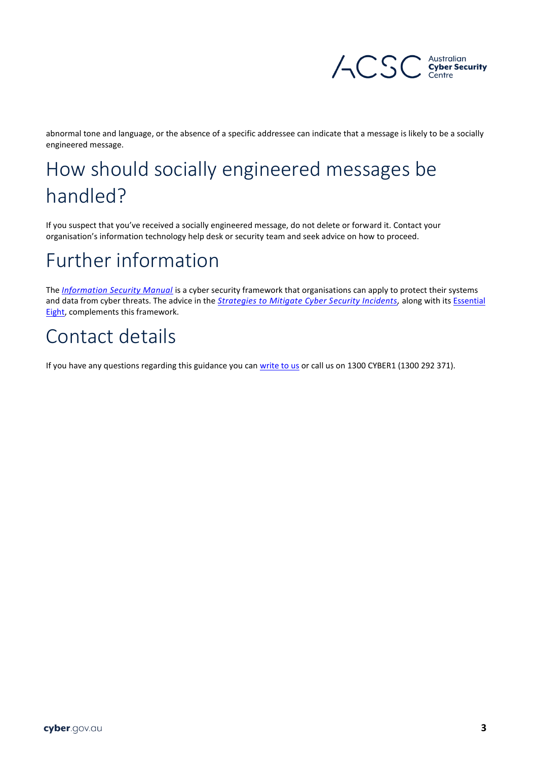abnormal tone and language, or the absence of a specific addressee can indicate that a message is likely to be a socially engineered message.

# How should socially engineered messages be handled?

If you suspect that you've received a socially engineered message, do not delete or forward it. Contact your organisation's information technology help desk or security team and seek advice on how to proceed.

# Further information

The *Information Security Manual* is a cyber security framework that organisations can apply to protect their systems and data from cyber threats. The advice in the *Strategies to Mitigate Cyber Security Incidents*, along with its Essential Eight, complements this framework.

# Contact details

If you have any questions regarding this guidance you can write to us or call us on 1300 CYBER1 (1300 292 371).